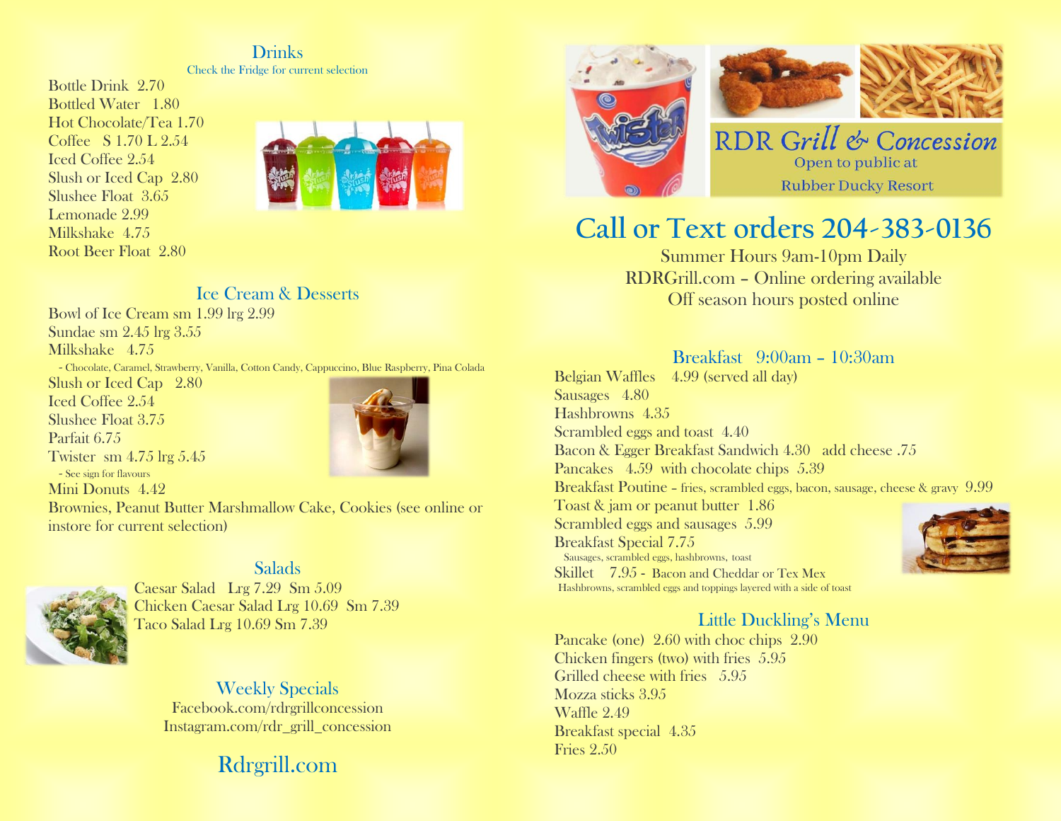## Drinks

Check the Fridge for current selection

Bottle Drink 2.70
Bottled Water 1.80
Hot Chocolate/Tea 1.70
Coffee S 1.70 L 2.54
Iced Coffee 2.54
Slush or Iced Cap 2.80
Slushee Float 3.65
Lemonade 2.99
Milkshake 4.75
Root Beer Float 2.80

## Ice Cream & Desserts

Bowl of Ice Cream sm 1.99 lrg 2.99
Sundae sm 2.45 lrg 3.55
Milkshake 4.75
- Chocolate, Caramel, Strawberry, Vanilla, Cotton Candy, Cappuccino, Blue Raspberry, Pina Colada

Slush or Iced Cap 2.80
Iced Coffee 2.54
Slushee Float 3.75
Parfait 6.75
Twister sm 4.75 lrg 5.45
- See sign for flavours

Mini Donuts 4.42
Brownies, Peanut Butter Marshmallow Cake, Cookies (see online or instore for current selection)

## Salads

Caesar Salad Lrg 7.29 Sm 5.09
Chicken Caesar Salad Lrg 10.69 Sm 7.39
Taco Salad Lrg 10.69 Sm 7.39

## Weekly Specials

Facebook.com/rdrgrillconcession
Instagram.com/rdr_grill_concession

## Rdrgrill.com

# RDR Grill & Concession

Open to public at Rubber Ducky Resort

## Call or Text orders 204-383-0136

Summer Hours 9am-10pm Daily
RDRGrill.com – Online ordering available
Off season hours posted online

## Breakfast 9:00am – 10:30am

Belgian Waffles 4.99 (served all day)
Sausages 4.80
Hashbrowns 4.35
Scrambled eggs and toast 4.40
Bacon & Egger Breakfast Sandwich 4.30 add cheese .75
Pancakes 4.59 with chocolate chips 5.39
Breakfast Poutine – fries, scrambled eggs, bacon, sausage, cheese & gravy 9.99
Toast & jam or peanut butter 1.86
Scrambled eggs and sausages 5.99
Breakfast Special 7.75
Sausages, scrambled eggs, hashbrowns, toast

Skillet 7.95 - Bacon and Cheddar or Tex Mex
Hashbrowns, scrambled eggs and toppings layered with a side of toast

## Little Duckling's Menu

Pancake (one) 2.60 with choc chips 2.90
Chicken fingers (two) with fries 5.95
Grilled cheese with fries 5.95
Mozza sticks 3.95
Waffle 2.49
Breakfast special 4.35
Fries 2.50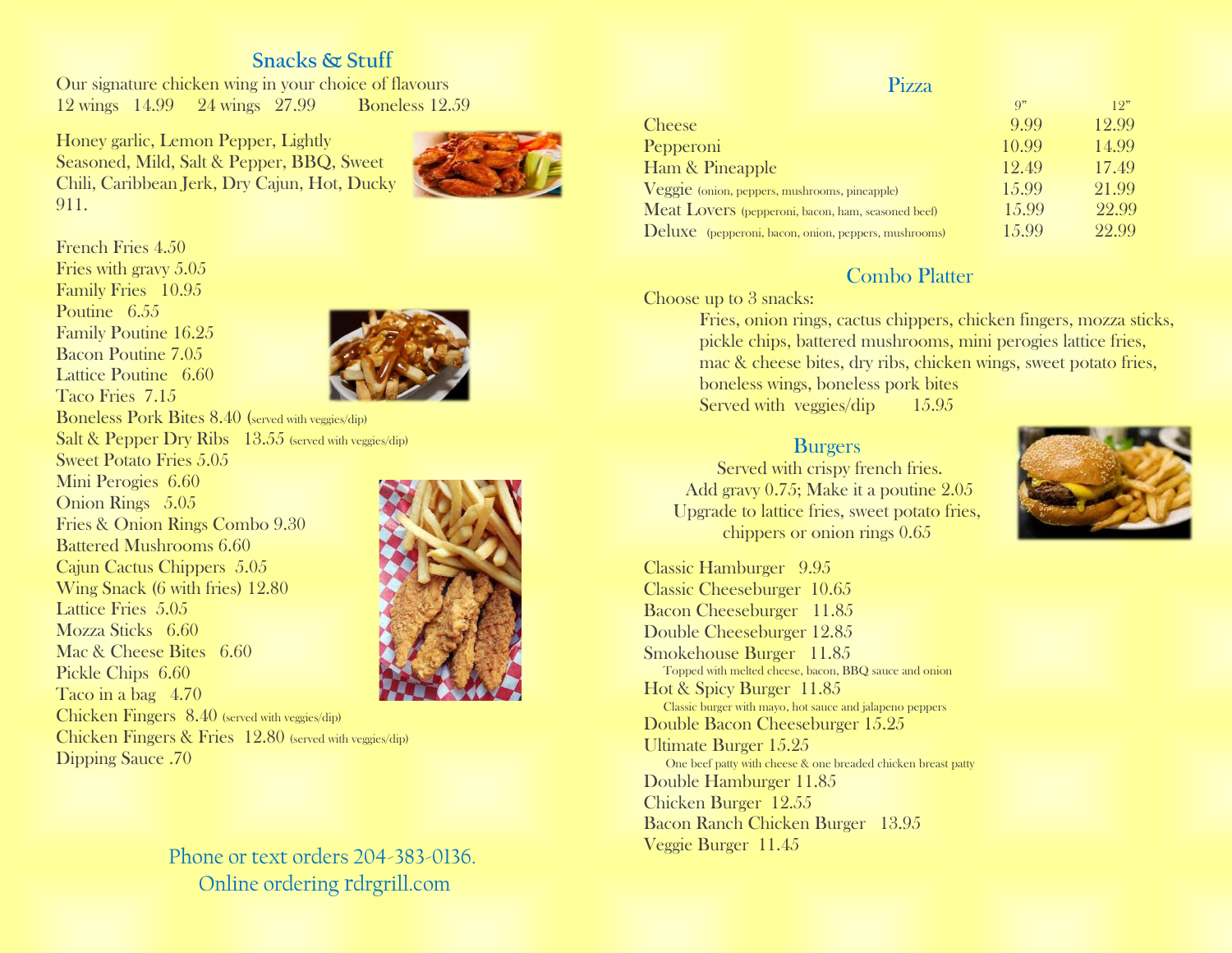## Snacks & Stuff

Our signature chicken wing in your choice of flavours
12 wings 14.99 24 wings 27.99 Boneless 12.59

Honey garlic, Lemon Pepper, Lightly Seasoned, Mild, Salt & Pepper, BBQ, Sweet Chili, Caribbean Jerk, Dry Cajun, Hot, Ducky 911.

French Fries 4.50
Fries with gravy 5.05
Family Fries 10.95
Poutine 6.55
Family Poutine 16.25
Bacon Poutine 7.05
Lattice Poutine 6.60
Taco Fries 7.15
Boneless Pork Bites 8.40 (served with veggies/dip)
Salt & Pepper Dry Ribs 13.55 (served with veggies/dip)
Sweet Potato Fries 5.05
Mini Perogies 6.60
Onion Rings 5.05
Fries & Onion Rings Combo 9.30
Battered Mushrooms 6.60
Cajun Cactus Chippers 5.05
Wing Snack (6 with fries) 12.80
Lattice Fries 5.05
Mozza Sticks 6.60
Mac & Cheese Bites 6.60
Pickle Chips 6.60
Taco in a bag 4.70
Chicken Fingers 8.40 (served with veggies/dip)
Chicken Fingers & Fries 12.80 (served with veggies/dip)
Dipping Sauce .70

Phone or text orders 204-383-0136.
Online ordering rdrgrill.com

## Pizza

| | 9" | 12" |
|---|---|---|
| Cheese | 9.99 | 12.99 |
| Pepperoni | 10.99 | 14.99 |
| Ham & Pineapple | 12.49 | 17.49 |
| Veggie (onion, peppers, mushrooms, pineapple) | 15.99 | 21.99 |
| Meat Lovers (pepperoni, bacon, ham, seasoned beef) | 15.99 | 22.99 |
| Deluxe (pepperoni, bacon, onion, peppers, mushrooms) | 15.99 | 22.99 |

## Combo Platter

Choose up to 3 snacks:

Fries, onion rings, cactus chippers, chicken fingers, mozza sticks, pickle chips, battered mushrooms, mini perogies lattice fries, mac & cheese bites, dry ribs, chicken wings, sweet potato fries, boneless wings, boneless pork bites
Served with veggies/dip 15.95

## Burgers

Served with crispy french fries.
Add gravy 0.75; Make it a poutine 2.05
Upgrade to lattice fries, sweet potato fries, chippers or onion rings 0.65

Classic Hamburger 9.95
Classic Cheeseburger 10.65
Bacon Cheeseburger 11.85
Double Cheeseburger 12.85
Smokehouse Burger 11.85
Topped with melted cheese, bacon, BBQ sauce and onion
Hot & Spicy Burger 11.85
Classic burger with mayo, hot sauce and jalapeno peppers
Double Bacon Cheeseburger 15.25
Ultimate Burger 15.25
One beef patty with cheese & one breaded chicken breast patty
Double Hamburger 11.85
Chicken Burger 12.55
Bacon Ranch Chicken Burger 13.95
Veggie Burger 11.45